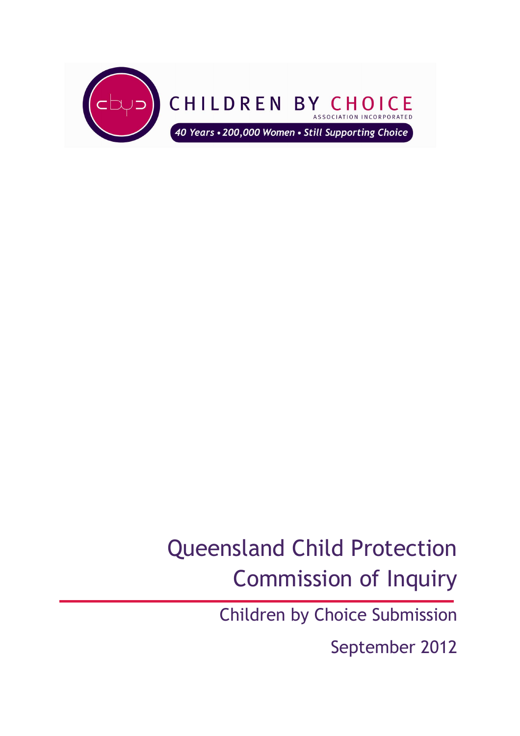CHILDREN BY CHOICE

ASSOCIATION INCORPORATED

*40 Years • 200,000 Women • Still Supporting Choice*

# Queensland Child Protection Commission of Inquiry

## Children by Choice Submission

September 2012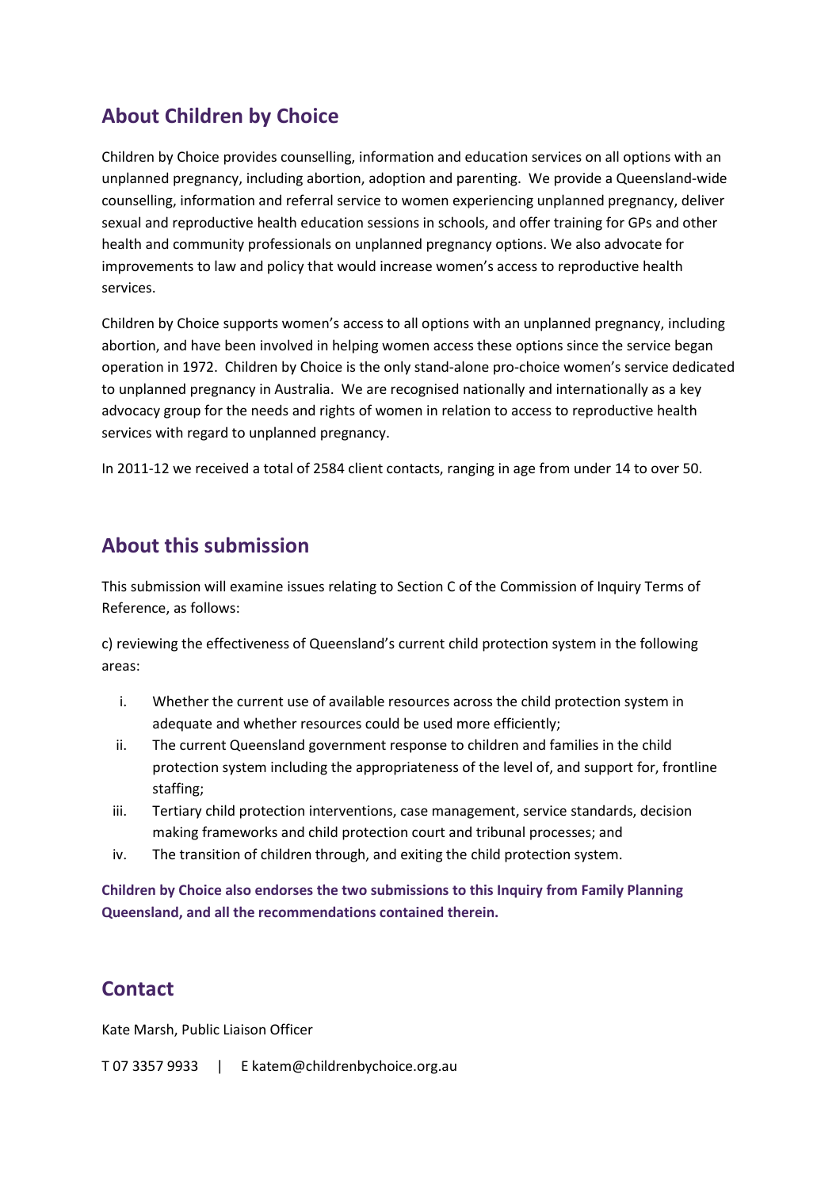## About Children by Choice

Children by Choice provides counselling, information and education services on all options with an unplanned pregnancy, including abortion, adoption and parenting. We provide a Queensland-wide counselling, information and referral service to women experiencing unplanned pregnancy, deliver sexual and reproductive health education sessions in schools, and offer training for GPs and other health and community professionals on unplanned pregnancy options. We also advocate for improvements to law and policy that would increase women's access to reproductive health services.

Children by Choice supports women's access to all options with an unplanned pregnancy, including abortion, and have been involved in helping women access these options since the service began operation in 1972. Children by Choice is the only stand-alone pro-choice women's service dedicated to unplanned pregnancy in Australia. We are recognised nationally and internationally as a key advocacy group for the needs and rights of women in relation to access to reproductive health services with regard to unplanned pregnancy.

In 2011-12 we received a total of 2584 client contacts, ranging in age from under 14 to over 50.

## About this submission

This submission will examine issues relating to Section C of the Commission of Inquiry Terms of Reference, as follows:

c) reviewing the effectiveness of Queensland's current child protection system in the following areas:

i. Whether the current use of available resources across the child protection system in adequate and whether resources could be used more efficiently;
ii. The current Queensland government response to children and families in the child protection system including the appropriateness of the level of, and support for, frontline staffing;
iii. Tertiary child protection interventions, case management, service standards, decision making frameworks and child protection court and tribunal processes; and
iv. The transition of children through, and exiting the child protection system.

**Children by Choice also endorses the two submissions to this Inquiry from Family Planning Queensland, and all the recommendations contained therein.**

## Contact

Kate Marsh, Public Liaison Officer

T 07 3357 9933 | E katem@childrenbychoice.org.au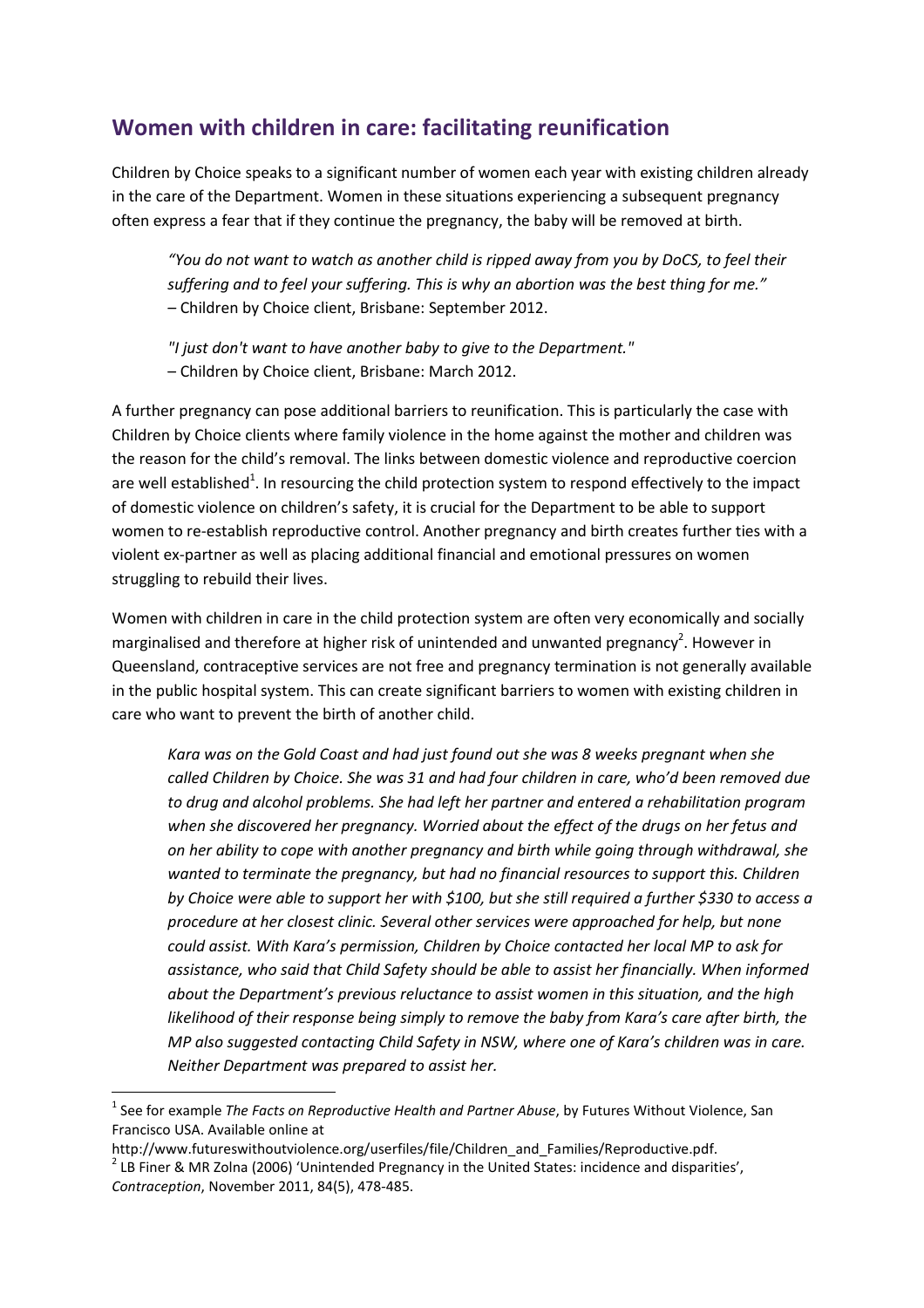## Women with children in care: facilitating reunification

Children by Choice speaks to a significant number of women each year with existing children already in the care of the Department. Women in these situations experiencing a subsequent pregnancy often express a fear that if they continue the pregnancy, the baby will be removed at birth.

> *"You do not want to watch as another child is ripped away from you by DoCS, to feel their suffering and to feel your suffering. This is why an abortion was the best thing for me."*
> – Children by Choice client, Brisbane: September 2012.

> *"I just don't want to have another baby to give to the Department."*
> – Children by Choice client, Brisbane: March 2012.

A further pregnancy can pose additional barriers to reunification. This is particularly the case with Children by Choice clients where family violence in the home against the mother and children was the reason for the child's removal. The links between domestic violence and reproductive coercion are well established[1]. In resourcing the child protection system to respond effectively to the impact of domestic violence on children's safety, it is crucial for the Department to be able to support women to re-establish reproductive control. Another pregnancy and birth creates further ties with a violent ex-partner as well as placing additional financial and emotional pressures on women struggling to rebuild their lives.

Women with children in care in the child protection system are often very economically and socially marginalised and therefore at higher risk of unintended and unwanted pregnancy[2]. However in Queensland, contraceptive services are not free and pregnancy termination is not generally available in the public hospital system. This can create significant barriers to women with existing children in care who want to prevent the birth of another child.

> *Kara was on the Gold Coast and had just found out she was 8 weeks pregnant when she called Children by Choice. She was 31 and had four children in care, who'd been removed due to drug and alcohol problems. She had left her partner and entered a rehabilitation program when she discovered her pregnancy. Worried about the effect of the drugs on her fetus and on her ability to cope with another pregnancy and birth while going through withdrawal, she wanted to terminate the pregnancy, but had no financial resources to support this. Children by Choice were able to support her with $100, but she still required a further $330 to access a procedure at her closest clinic. Several other services were approached for help, but none could assist. With Kara's permission, Children by Choice contacted her local MP to ask for assistance, who said that Child Safety should be able to assist her financially. When informed about the Department's previous reluctance to assist women in this situation, and the high likelihood of their response being simply to remove the baby from Kara's care after birth, the MP also suggested contacting Child Safety in NSW, where one of Kara's children was in care. Neither Department was prepared to assist her.*

---

[1] See for example *The Facts on Reproductive Health and Partner Abuse*, by Futures Without Violence, San Francisco USA. Available online at http://www.futureswithoutviolence.org/userfiles/file/Children_and_Families/Reproductive.pdf.

[2] LB Finer & MR Zolna (2006) 'Unintended Pregnancy in the United States: incidence and disparities', *Contraception*, November 2011, 84(5), 478-485.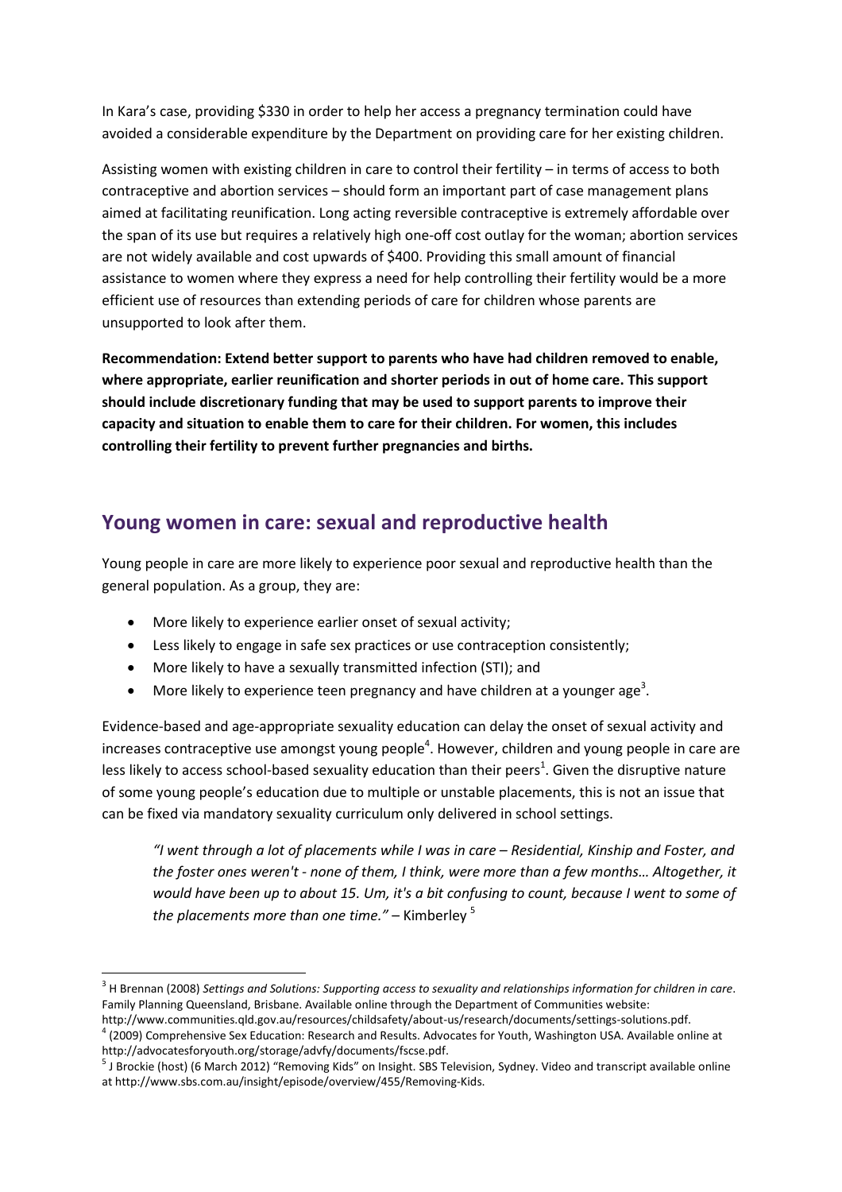In Kara's case, providing $330 in order to help her access a pregnancy termination could have avoided a considerable expenditure by the Department on providing care for her existing children.

Assisting women with existing children in care to control their fertility – in terms of access to both contraceptive and abortion services – should form an important part of case management plans aimed at facilitating reunification. Long acting reversible contraceptive is extremely affordable over the span of its use but requires a relatively high one-off cost outlay for the woman; abortion services are not widely available and cost upwards of $400. Providing this small amount of financial assistance to women where they express a need for help controlling their fertility would be a more efficient use of resources than extending periods of care for children whose parents are unsupported to look after them.

**Recommendation: Extend better support to parents who have had children removed to enable, where appropriate, earlier reunification and shorter periods in out of home care. This support should include discretionary funding that may be used to support parents to improve their capacity and situation to enable them to care for their children. For women, this includes controlling their fertility to prevent further pregnancies and births.**

## Young women in care: sexual and reproductive health

Young people in care are more likely to experience poor sexual and reproductive health than the general population. As a group, they are:

- More likely to experience earlier onset of sexual activity;
- Less likely to engage in safe sex practices or use contraception consistently;
- More likely to have a sexually transmitted infection (STI); and
- More likely to experience teen pregnancy and have children at a younger age[3].

Evidence-based and age-appropriate sexuality education can delay the onset of sexual activity and increases contraceptive use amongst young people[4]. However, children and young people in care are less likely to access school-based sexuality education than their peers[1]. Given the disruptive nature of some young people's education due to multiple or unstable placements, this is not an issue that can be fixed via mandatory sexuality curriculum only delivered in school settings.

> *"I went through a lot of placements while I was in care – Residential, Kinship and Foster, and the foster ones weren't - none of them, I think, were more than a few months… Altogether, it would have been up to about 15. Um, it's a bit confusing to count, because I went to some of the placements more than one time."* – Kimberley [5]

---

[3] H Brennan (2008) *Settings and Solutions: Supporting access to sexuality and relationships information for children in care*. Family Planning Queensland, Brisbane. Available online through the Department of Communities website: http://www.communities.qld.gov.au/resources/childsafety/about-us/research/documents/settings-solutions.pdf.

[4] (2009) Comprehensive Sex Education: Research and Results. Advocates for Youth, Washington USA. Available online at http://advocatesforyouth.org/storage/advfy/documents/fscse.pdf.

[5] J Brockie (host) (6 March 2012) "Removing Kids" on Insight. SBS Television, Sydney. Video and transcript available online at http://www.sbs.com.au/insight/episode/overview/455/Removing-Kids.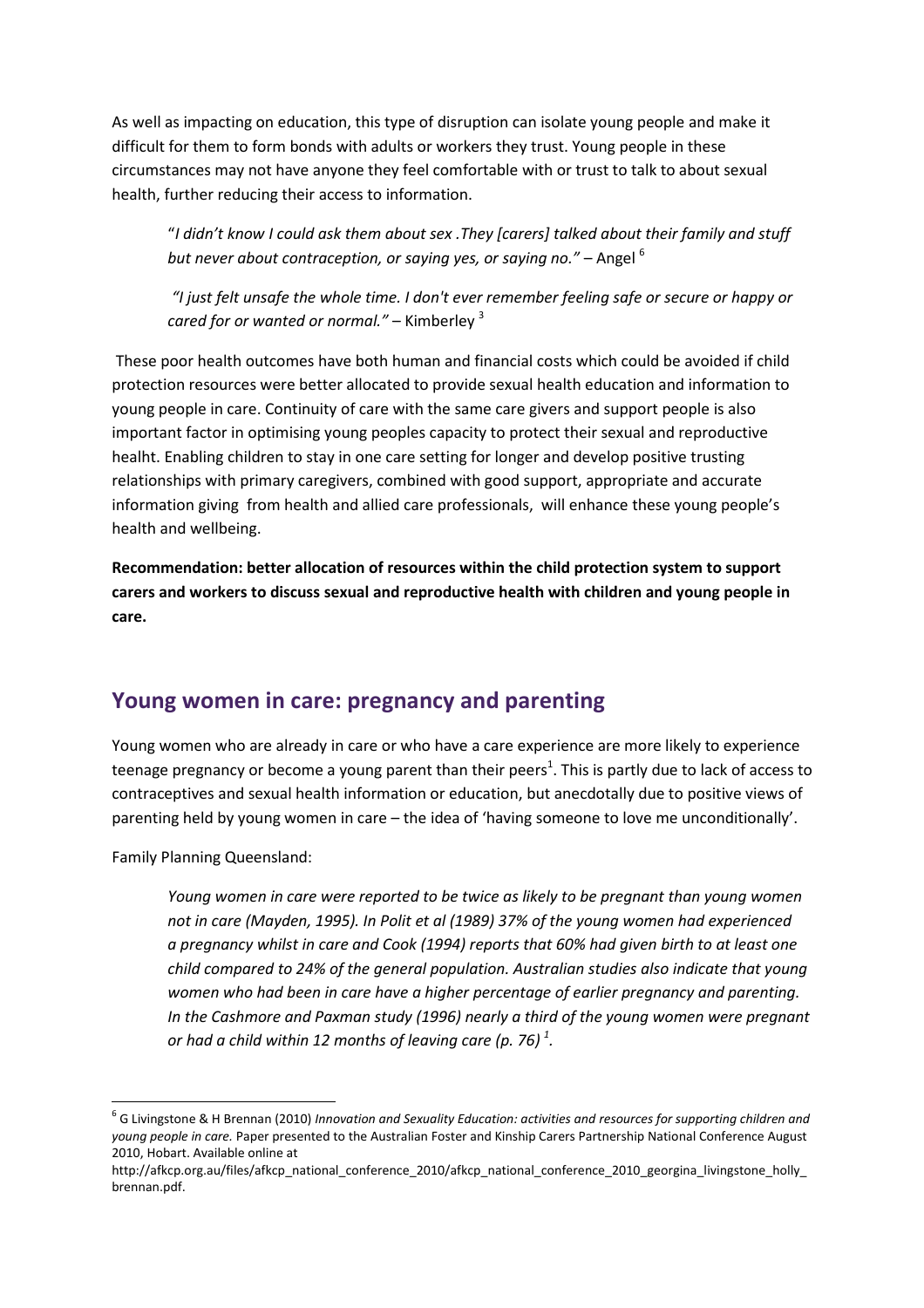As well as impacting on education, this type of disruption can isolate young people and make it difficult for them to form bonds with adults or workers they trust. Young people in these circumstances may not have anyone they feel comfortable with or trust to talk to about sexual health, further reducing their access to information.

> "*I didn't know I could ask them about sex .They [carers] talked about their family and stuff but never about contraception, or saying yes, or saying no."* – Angel [6]

> *"I just felt unsafe the whole time. I don't ever remember feeling safe or secure or happy or cared for or wanted or normal."* – Kimberley [3]

These poor health outcomes have both human and financial costs which could be avoided if child protection resources were better allocated to provide sexual health education and information to young people in care. Continuity of care with the same care givers and support people is also important factor in optimising young peoples capacity to protect their sexual and reproductive healht. Enabling children to stay in one care setting for longer and develop positive trusting relationships with primary caregivers, combined with good support, appropriate and accurate information giving from health and allied care professionals, will enhance these young people's health and wellbeing.

**Recommendation: better allocation of resources within the child protection system to support carers and workers to discuss sexual and reproductive health with children and young people in care.**

## Young women in care: pregnancy and parenting

Young women who are already in care or who have a care experience are more likely to experience teenage pregnancy or become a young parent than their peers[1]. This is partly due to lack of access to contraceptives and sexual health information or education, but anecdotally due to positive views of parenting held by young women in care – the idea of 'having someone to love me unconditionally'.

Family Planning Queensland:

> *Young women in care were reported to be twice as likely to be pregnant than young women not in care (Mayden, 1995). In Polit et al (1989) 37% of the young women had experienced a pregnancy whilst in care and Cook (1994) reports that 60% had given birth to at least one child compared to 24% of the general population. Australian studies also indicate that young women who had been in care have a higher percentage of earlier pregnancy and parenting. In the Cashmore and Paxman study (1996) nearly a third of the young women were pregnant or had a child within 12 months of leaving care (p. 76) [1].*

---

[6] G Livingstone & H Brennan (2010) *Innovation and Sexuality Education: activities and resources for supporting children and young people in care.* Paper presented to the Australian Foster and Kinship Carers Partnership National Conference August 2010, Hobart. Available online at http://afkcp.org.au/files/afkcp_national_conference_2010/afkcp_national_conference_2010_georgina_livingstone_holly_brennan.pdf.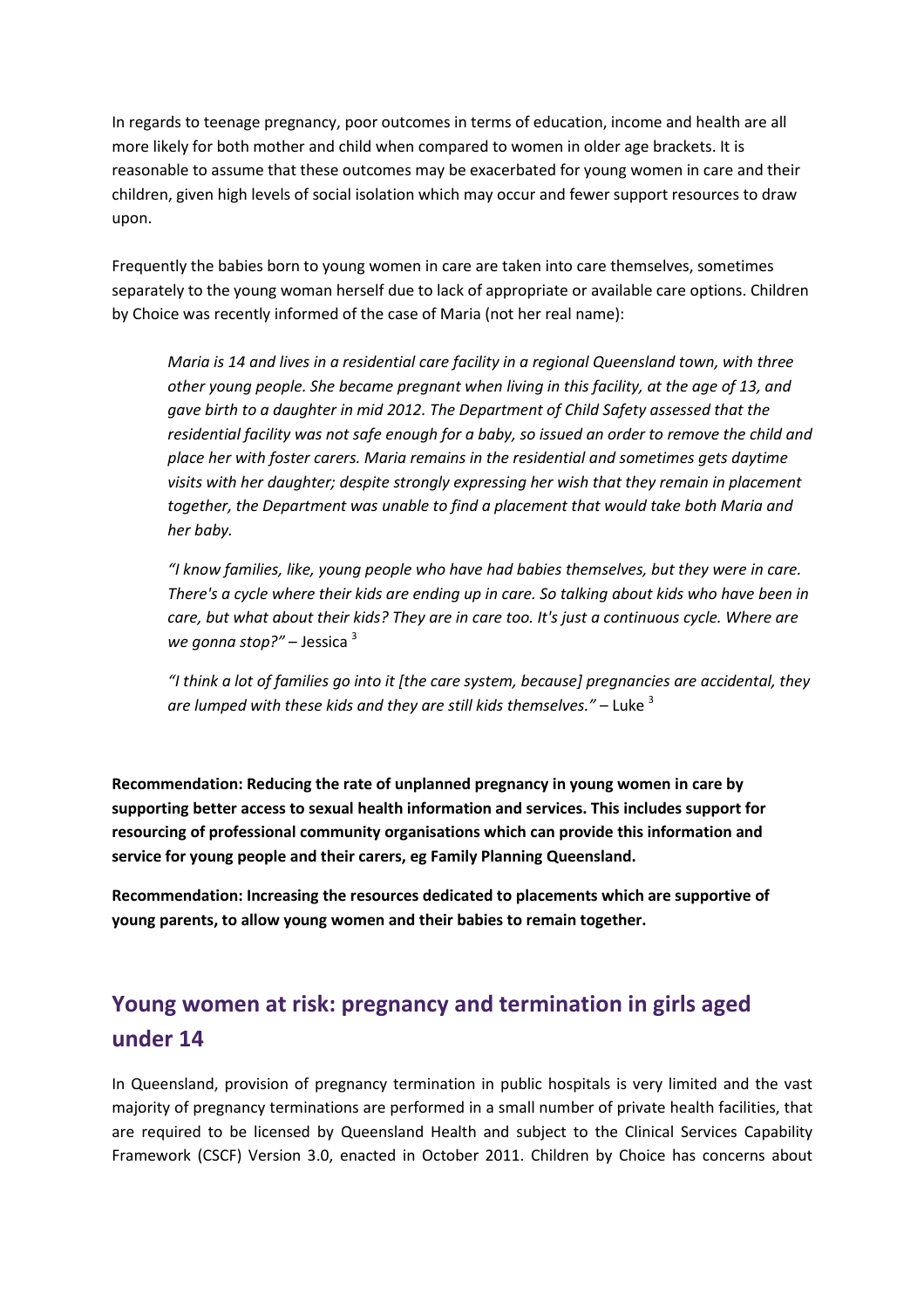In regards to teenage pregnancy, poor outcomes in terms of education, income and health are all more likely for both mother and child when compared to women in older age brackets. It is reasonable to assume that these outcomes may be exacerbated for young women in care and their children, given high levels of social isolation which may occur and fewer support resources to draw upon.

Frequently the babies born to young women in care are taken into care themselves, sometimes separately to the young woman herself due to lack of appropriate or available care options. Children by Choice was recently informed of the case of Maria (not her real name):

> *Maria is 14 and lives in a residential care facility in a regional Queensland town, with three other young people. She became pregnant when living in this facility, at the age of 13, and gave birth to a daughter in mid 2012. The Department of Child Safety assessed that the residential facility was not safe enough for a baby, so issued an order to remove the child and place her with foster carers. Maria remains in the residential and sometimes gets daytime visits with her daughter; despite strongly expressing her wish that they remain in placement together, the Department was unable to find a placement that would take both Maria and her baby.*
>
> *"I know families, like, young people who have had babies themselves, but they were in care. There's a cycle where their kids are ending up in care. So talking about kids who have been in care, but what about their kids? They are in care too. It's just a continuous cycle. Where are we gonna stop?"* – Jessica [3]
>
> *"I think a lot of families go into it [the care system, because] pregnancies are accidental, they are lumped with these kids and they are still kids themselves."* – Luke [3]

**Recommendation: Reducing the rate of unplanned pregnancy in young women in care by supporting better access to sexual health information and services. This includes support for resourcing of professional community organisations which can provide this information and service for young people and their carers, eg Family Planning Queensland.**

**Recommendation: Increasing the resources dedicated to placements which are supportive of young parents, to allow young women and their babies to remain together.**

## Young women at risk: pregnancy and termination in girls aged under 14

In Queensland, provision of pregnancy termination in public hospitals is very limited and the vast majority of pregnancy terminations are performed in a small number of private health facilities, that are required to be licensed by Queensland Health and subject to the Clinical Services Capability Framework (CSCF) Version 3.0, enacted in October 2011. Children by Choice has concerns about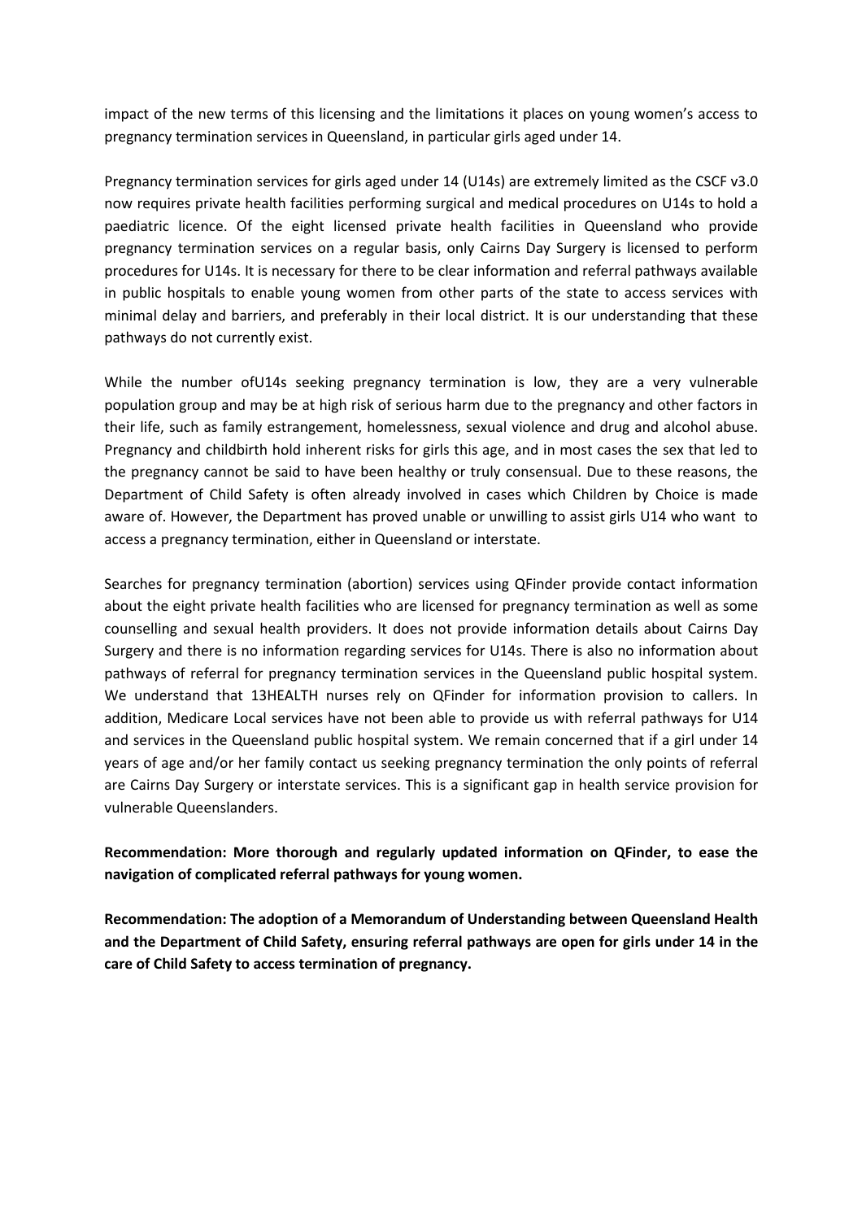impact of the new terms of this licensing and the limitations it places on young women's access to pregnancy termination services in Queensland, in particular girls aged under 14.

Pregnancy termination services for girls aged under 14 (U14s) are extremely limited as the CSCF v3.0 now requires private health facilities performing surgical and medical procedures on U14s to hold a paediatric licence. Of the eight licensed private health facilities in Queensland who provide pregnancy termination services on a regular basis, only Cairns Day Surgery is licensed to perform procedures for U14s. It is necessary for there to be clear information and referral pathways available in public hospitals to enable young women from other parts of the state to access services with minimal delay and barriers, and preferably in their local district. It is our understanding that these pathways do not currently exist.

While the number ofU14s seeking pregnancy termination is low, they are a very vulnerable population group and may be at high risk of serious harm due to the pregnancy and other factors in their life, such as family estrangement, homelessness, sexual violence and drug and alcohol abuse. Pregnancy and childbirth hold inherent risks for girls this age, and in most cases the sex that led to the pregnancy cannot be said to have been healthy or truly consensual. Due to these reasons, the Department of Child Safety is often already involved in cases which Children by Choice is made aware of. However, the Department has proved unable or unwilling to assist girls U14 who want to access a pregnancy termination, either in Queensland or interstate.

Searches for pregnancy termination (abortion) services using QFinder provide contact information about the eight private health facilities who are licensed for pregnancy termination as well as some counselling and sexual health providers. It does not provide information details about Cairns Day Surgery and there is no information regarding services for U14s. There is also no information about pathways of referral for pregnancy termination services in the Queensland public hospital system. We understand that 13HEALTH nurses rely on QFinder for information provision to callers. In addition, Medicare Local services have not been able to provide us with referral pathways for U14 and services in the Queensland public hospital system. We remain concerned that if a girl under 14 years of age and/or her family contact us seeking pregnancy termination the only points of referral are Cairns Day Surgery or interstate services. This is a significant gap in health service provision for vulnerable Queenslanders.

**Recommendation: More thorough and regularly updated information on QFinder, to ease the navigation of complicated referral pathways for young women.**

**Recommendation: The adoption of a Memorandum of Understanding between Queensland Health and the Department of Child Safety, ensuring referral pathways are open for girls under 14 in the care of Child Safety to access termination of pregnancy.**